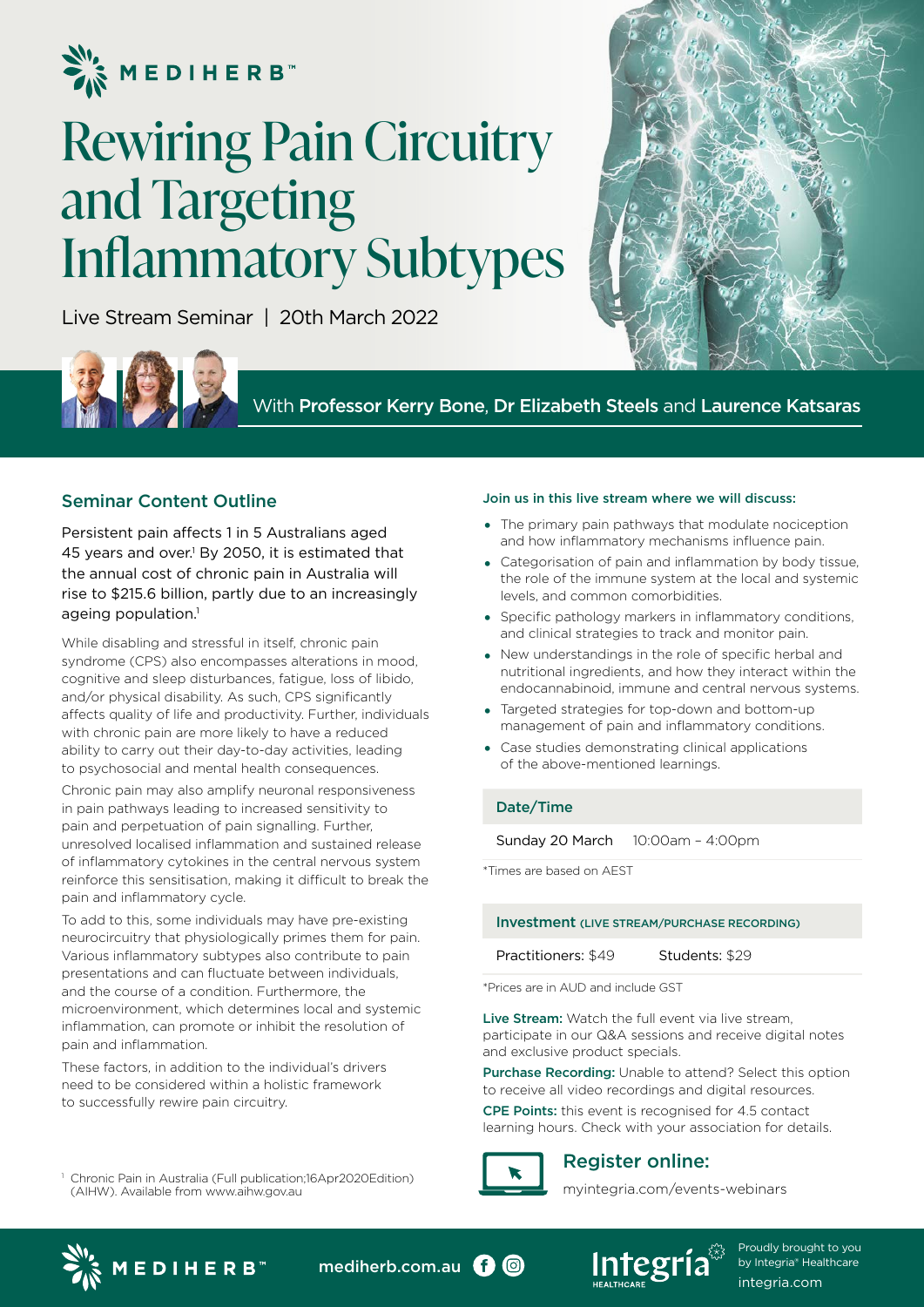MEDIHERB™

# Rewiring Pain Circuitry and Targeting Inflammatory Subtypes

Live Stream Seminar | 20th March 2022

With **Professor Kerry Bone**, **Dr Elizabeth Steels** and **Laurence Katsaras**

## Seminar Content Outline

Persistent pain affects 1 in 5 Australians aged 45 years and over.[1] By 2050, it is estimated that the annual cost of chronic pain in Australia will rise to $215.6 billion, partly due to an increasingly ageing population.[1]

While disabling and stressful in itself, chronic pain syndrome (CPS) also encompasses alterations in mood, cognitive and sleep disturbances, fatigue, loss of libido, and/or physical disability. As such, CPS significantly affects quality of life and productivity. Further, individuals with chronic pain are more likely to have a reduced ability to carry out their day-to-day activities, leading to psychosocial and mental health consequences.

Chronic pain may also amplify neuronal responsiveness in pain pathways leading to increased sensitivity to pain and perpetuation of pain signalling. Further, unresolved localised inflammation and sustained release of inflammatory cytokines in the central nervous system reinforce this sensitisation, making it difficult to break the pain and inflammatory cycle.

To add to this, some individuals may have pre-existing neurocircuitry that physiologically primes them for pain. Various inflammatory subtypes also contribute to pain presentations and can fluctuate between individuals, and the course of a condition. Furthermore, the microenvironment, which determines local and systemic inflammation, can promote or inhibit the resolution of pain and inflammation.

These factors, in addition to the individual's drivers need to be considered within a holistic framework to successfully rewire pain circuitry.

[1] Chronic Pain in Australia (Full publication;16Apr2020Edition) (AIHW). Available from www.aihw.gov.au

**Join us in this live stream where we will discuss:**

- The primary pain pathways that modulate nociception and how inflammatory mechanisms influence pain.
- Categorisation of pain and inflammation by body tissue, the role of the immune system at the local and systemic levels, and common comorbidities.
- Specific pathology markers in inflammatory conditions, and clinical strategies to track and monitor pain.
- New understandings in the role of specific herbal and nutritional ingredients, and how they interact within the endocannabinoid, immune and central nervous systems.
- Targeted strategies for top-down and bottom-up management of pain and inflammatory conditions.
- Case studies demonstrating clinical applications of the above-mentioned learnings.

### Date/Time

Sunday 20 March 10:00am – 4:00pm

*Times are based on AEST

### Investment (LIVE STREAM/PURCHASE RECORDING)

Practitioners: $49 Students: $29

*Prices are in AUD and include GST

**Live Stream:** Watch the full event via live stream, participate in our Q&A sessions and receive digital notes and exclusive product specials.

**Purchase Recording:** Unable to attend? Select this option to receive all video recordings and digital resources.

**CPE Points:** this event is recognised for 4.5 contact learning hours. Check with your association for details.

### Register online:

myintegria.com/events-webinars

MEDIHERB™ mediherb.com.au

Integria HEALTHCARE — Proudly brought to you by Integria® Healthcare integria.com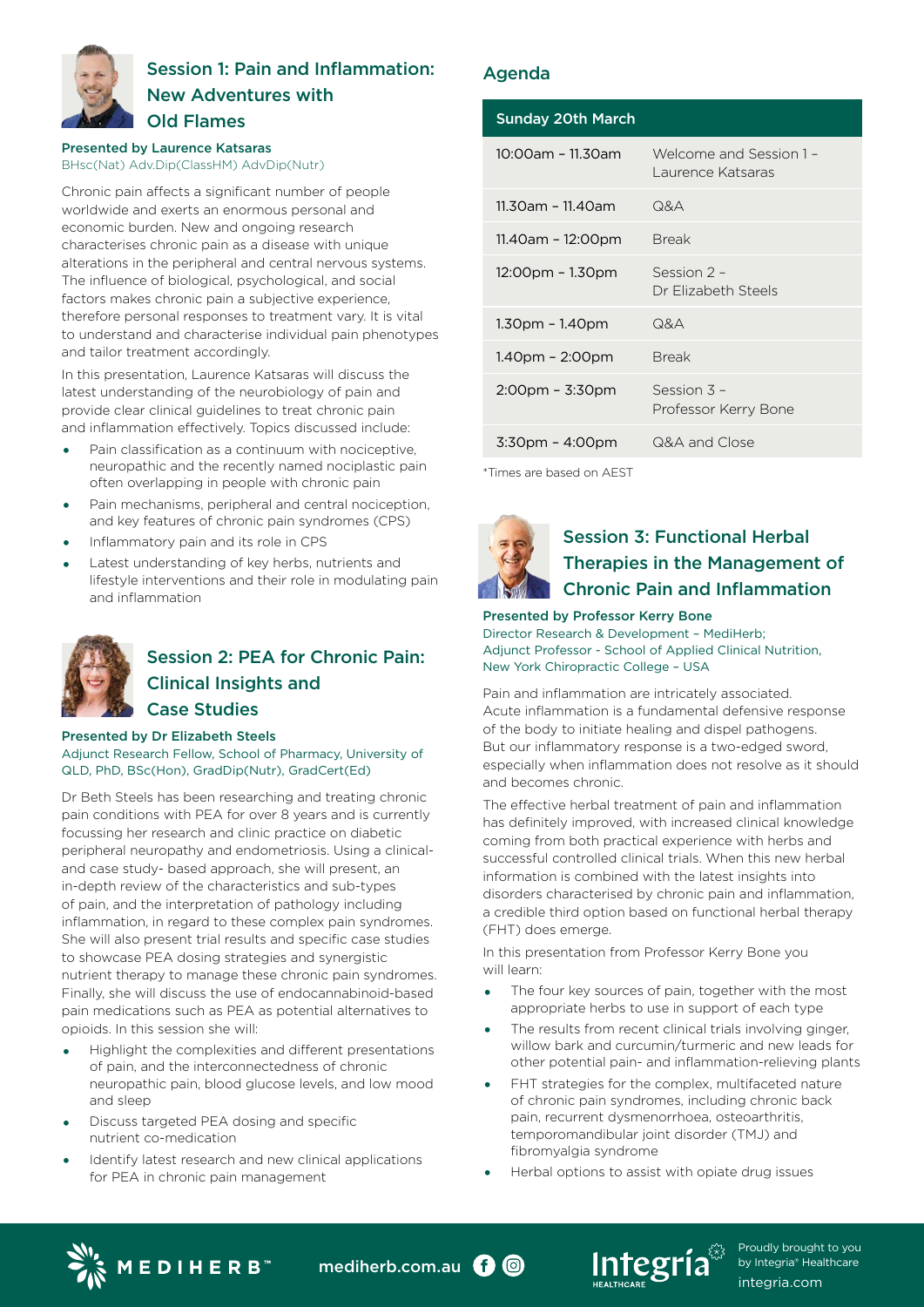## Session 1: Pain and Inflammation: New Adventures with Old Flames

**Presented by Laurence Katsaras**
BHsc(Nat) Adv.Dip(ClassHM) AdvDip(Nutr)

Chronic pain affects a significant number of people worldwide and exerts an enormous personal and economic burden. New and ongoing research characterises chronic pain as a disease with unique alterations in the peripheral and central nervous systems. The influence of biological, psychological, and social factors makes chronic pain a subjective experience, therefore personal responses to treatment vary. It is vital to understand and characterise individual pain phenotypes and tailor treatment accordingly.

In this presentation, Laurence Katsaras will discuss the latest understanding of the neurobiology of pain and provide clear clinical guidelines to treat chronic pain and inflammation effectively. Topics discussed include:

- Pain classification as a continuum with nociceptive, neuropathic and the recently named nociplastic pain often overlapping in people with chronic pain
- Pain mechanisms, peripheral and central nociception, and key features of chronic pain syndromes (CPS)
- Inflammatory pain and its role in CPS
- Latest understanding of key herbs, nutrients and lifestyle interventions and their role in modulating pain and inflammation

## Session 2: PEA for Chronic Pain: Clinical Insights and Case Studies

**Presented by Dr Elizabeth Steels**
Adjunct Research Fellow, School of Pharmacy, University of QLD, PhD, BSc(Hon), GradDip(Nutr), GradCert(Ed)

Dr Beth Steels has been researching and treating chronic pain conditions with PEA for over 8 years and is currently focussing her research and clinic practice on diabetic peripheral neuropathy and endometriosis. Using a clinical- and case study- based approach, she will present, an in-depth review of the characteristics and sub-types of pain, and the interpretation of pathology including inflammation, in regard to these complex pain syndromes. She will also present trial results and specific case studies to showcase PEA dosing strategies and synergistic nutrient therapy to manage these chronic pain syndromes. Finally, she will discuss the use of endocannabinoid-based pain medications such as PEA as potential alternatives to opioids. In this session she will:

- Highlight the complexities and different presentations of pain, and the interconnectedness of chronic neuropathic pain, blood glucose levels, and low mood and sleep
- Discuss targeted PEA dosing and specific nutrient co-medication
- Identify latest research and new clinical applications for PEA in chronic pain management

## Agenda

| Sunday 20th March | |
|---|---|
| 10:00am – 11.30am | Welcome and Session 1 – Laurence Katsaras |
| 11.30am – 11.40am | Q&A |
| 11.40am – 12:00pm | Break |
| 12:00pm – 1.30pm | Session 2 – Dr Elizabeth Steels |
| 1.30pm – 1.40pm | Q&A |
| 1.40pm – 2:00pm | Break |
| 2:00pm – 3:30pm | Session 3 – Professor Kerry Bone |
| 3:30pm – 4:00pm | Q&A and Close |

*Times are based on AEST

## Session 3: Functional Herbal Therapies in the Management of Chronic Pain and Inflammation

**Presented by Professor Kerry Bone**
Director Research & Development – MediHerb;
Adjunct Professor - School of Applied Clinical Nutrition, New York Chiropractic College – USA

Pain and inflammation are intricately associated. Acute inflammation is a fundamental defensive response of the body to initiate healing and dispel pathogens. But our inflammatory response is a two-edged sword, especially when inflammation does not resolve as it should and becomes chronic.

The effective herbal treatment of pain and inflammation has definitely improved, with increased clinical knowledge coming from both practical experience with herbs and successful controlled clinical trials. When this new herbal information is combined with the latest insights into disorders characterised by chronic pain and inflammation, a credible third option based on functional herbal therapy (FHT) does emerge.

In this presentation from Professor Kerry Bone you will learn:

- The four key sources of pain, together with the most appropriate herbs to use in support of each type
- The results from recent clinical trials involving ginger, willow bark and curcumin/turmeric and new leads for other potential pain- and inflammation-relieving plants
- FHT strategies for the complex, multifaceted nature of chronic pain syndromes, including chronic back pain, recurrent dysmenorrhoea, osteoarthritis, temporomandibular joint disorder (TMJ) and fibromyalgia syndrome
- Herbal options to assist with opiate drug issues

MEDIHERB™ mediherb.com.au

Integria HEALTHCARE — Proudly brought to you by Integria® Healthcare integria.com